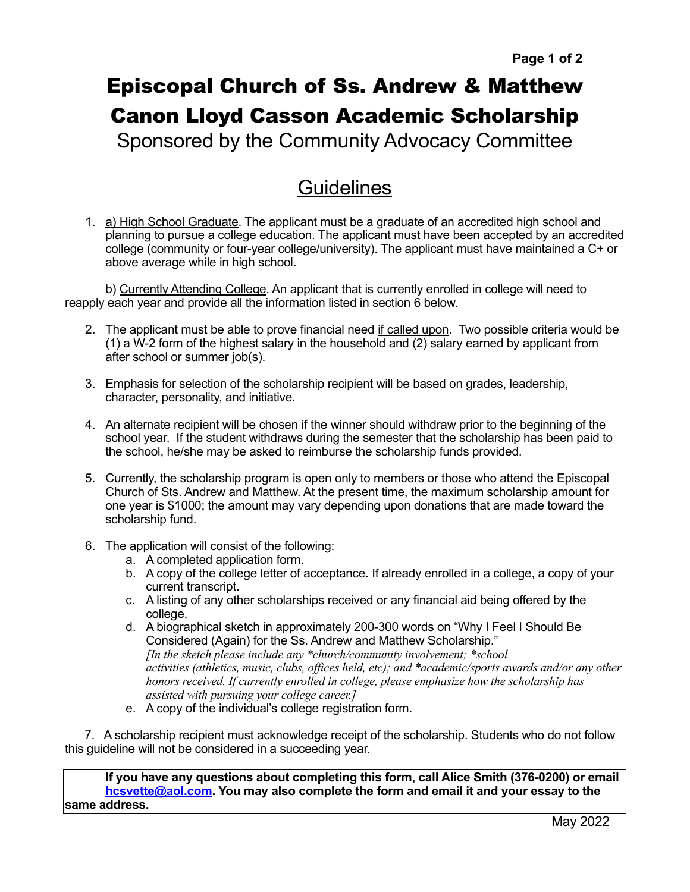# Episcopal Church of Ss. Andrew & Matthew

# Canon Lloyd Casson Academic Scholarship

Sponsored by the Community Advocacy Committee

## Guidelines

1. a) High School Graduate. The applicant must be a graduate of an accredited high school and planning to pursue a college education. The applicant must have been accepted by an accredited college (community or four-year college/university). The applicant must have maintained a C+ or above average while in high school.

   b) Currently Attending College. An applicant that is currently enrolled in college will need to reapply each year and provide all the information listed in section 6 below.

2. The applicant must be able to prove financial need if called upon. Two possible criteria would be (1) a W-2 form of the highest salary in the household and (2) salary earned by applicant from after school or summer job(s).

3. Emphasis for selection of the scholarship recipient will be based on grades, leadership, character, personality, and initiative.

4. An alternate recipient will be chosen if the winner should withdraw prior to the beginning of the school year. If the student withdraws during the semester that the scholarship has been paid to the school, he/she may be asked to reimburse the scholarship funds provided.

5. Currently, the scholarship program is open only to members or those who attend the Episcopal Church of Sts. Andrew and Matthew. At the present time, the maximum scholarship amount for one year is $1000; the amount may vary depending upon donations that are made toward the scholarship fund.

6. The application will consist of the following:
   a. A completed application form.
   b. A copy of the college letter of acceptance. If already enrolled in a college, a copy of your current transcript.
   c. A listing of any other scholarships received or any financial aid being offered by the college.
   d. A biographical sketch in approximately 200-300 words on "Why I Feel I Should Be Considered (Again) for the Ss. Andrew and Matthew Scholarship."
      *[In the sketch please include any *church/community involvement; *school activities (athletics, music, clubs, offices held, etc); and *academic/sports awards and/or any other honors received. If currently enrolled in college, please emphasize how the scholarship has assisted with pursuing your college career.]*
   e. A copy of the individual's college registration form.

7. A scholarship recipient must acknowledge receipt of the scholarship. Students who do not follow this guideline will not be considered in a succeeding year.

**If you have any questions about completing this form, call Alice Smith (376-0200) or email hcsvette@aol.com. You may also complete the form and email it and your essay to the same address.**

May 2022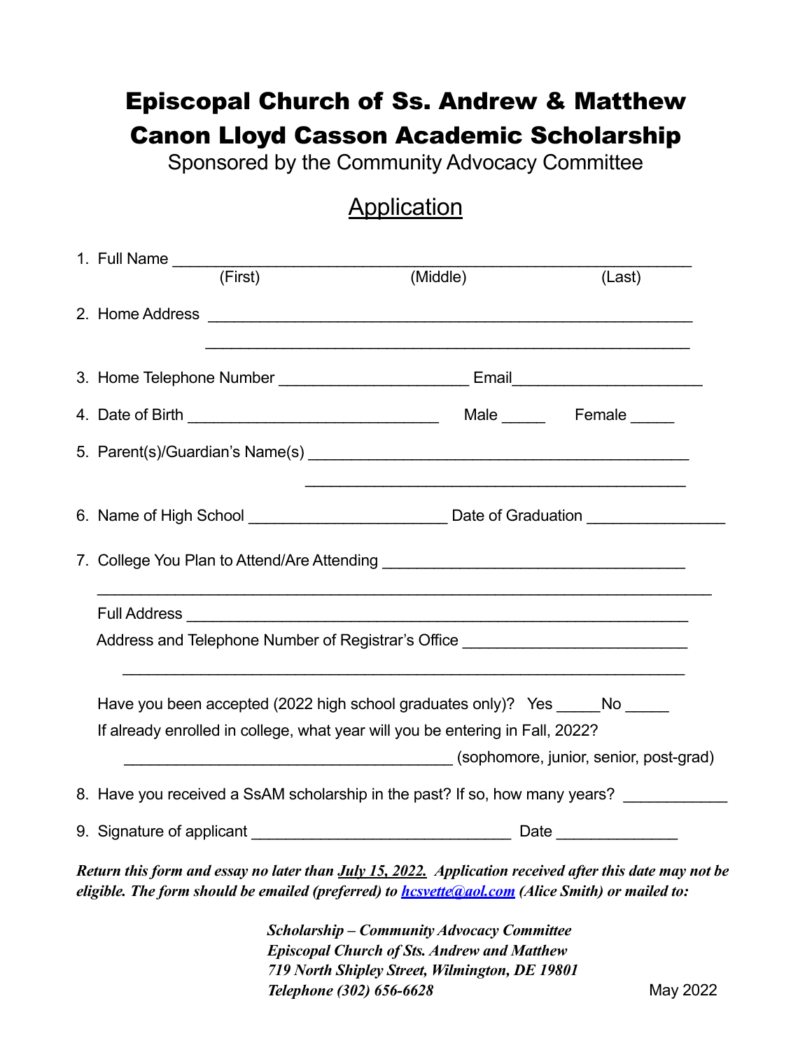# Episcopal Church of Ss. Andrew & Matthew
# Canon Lloyd Casson Academic Scholarship

Sponsored by the Community Advocacy Committee

## Application

1. Full Name ____________________________________________________________
   (First) (Middle) (Last)

2. Home Address ____________________________________________________________

   ____________________________________________________________

3. Home Telephone Number ______________________ Email______________________

4. Date of Birth ______________________________ Male _____ Female _____

5. Parent(s)/Guardian's Name(s) ____________________________________________

   ____________________________________________

6. Name of High School ______________________ Date of Graduation ________________

7. College You Plan to Attend/Are Attending ____________________________________

   ______________________________________________________________________

   Full Address ____________________________________________________________

   Address and Telephone Number of Registrar's Office ___________________________

   ______________________________________________________________________

   Have you been accepted (2022 high school graduates only)? Yes _____No _____

   If already enrolled in college, what year will you be entering in Fall, 2022?

   ______________________________________ (sophomore, junior, senior, post-grad)

8. Have you received a SsAM scholarship in the past? If so, how many years? ____________

9. Signature of applicant ______________________________ Date ______________

***Return this form and essay no later than <u>July 15, 2022</u>. Application received after this date may not be eligible. The form should be emailed (preferred) to [hcsvette@aol.com](mailto:hcsvette@aol.com) (Alice Smith) or mailed to:***

*Scholarship – Community Advocacy Committee*
*Episcopal Church of Sts. Andrew and Matthew*
*719 North Shipley Street, Wilmington, DE 19801*
*Telephone (302) 656-6628*

May 2022